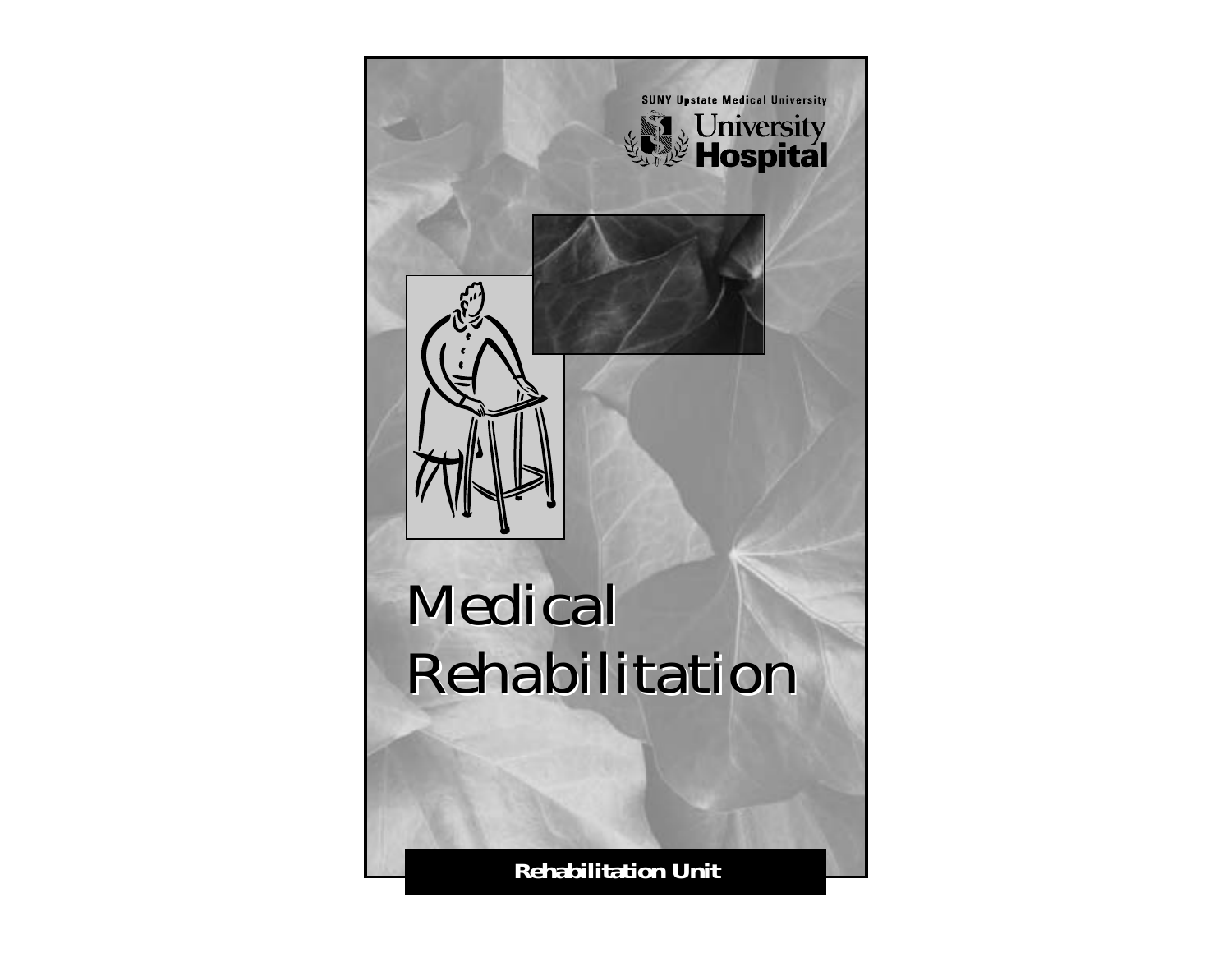SUNY Upstate Medical University

University Hospital

# Medical Rehabilitation

**Rehabilitation Unit**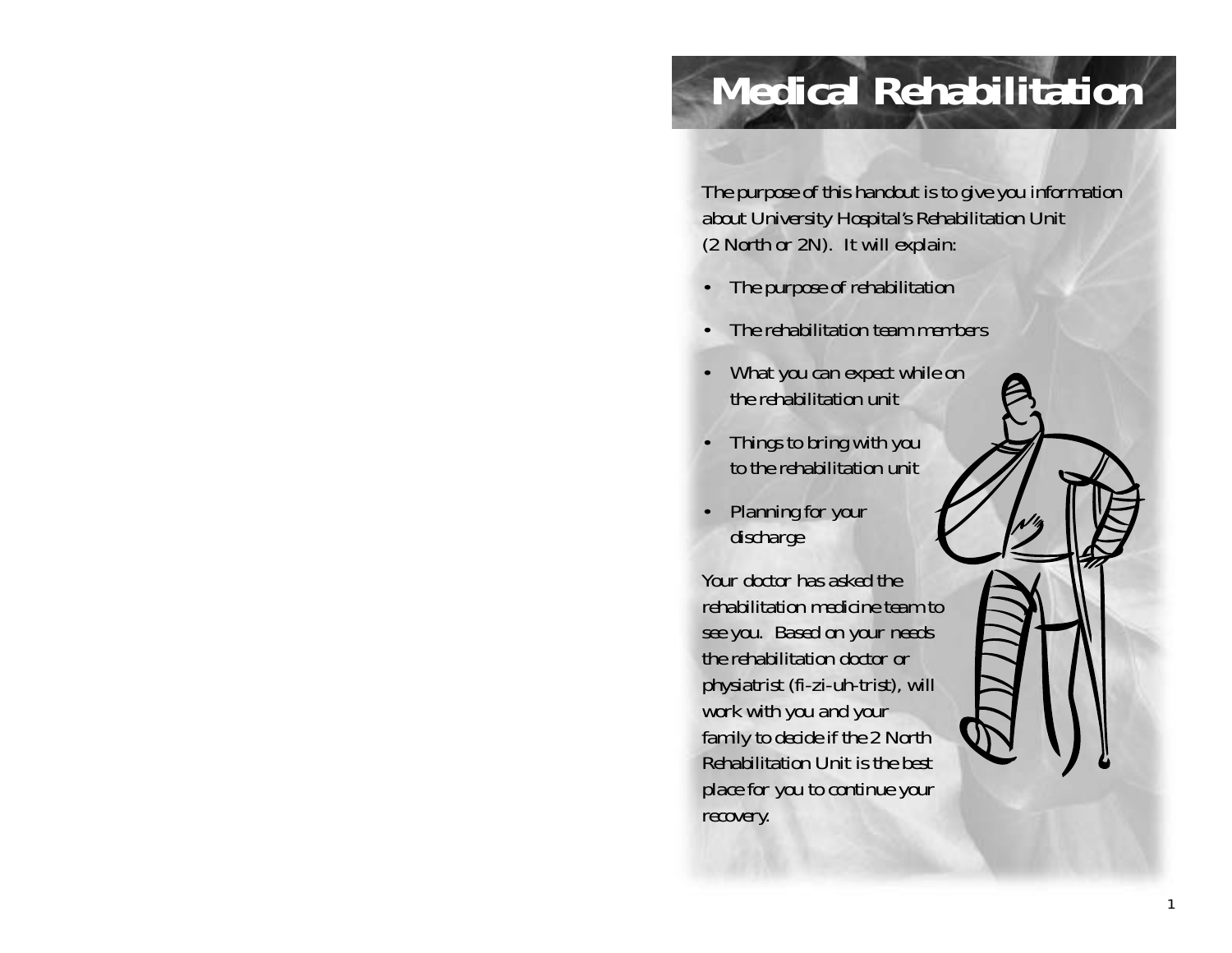# Medical Rehabilitation

The purpose of this handout is to give you information about University Hospital's Rehabilitation Unit (2 North or 2N). It will explain:

- The purpose of rehabilitation
- The rehabilitation team members
- What you can expect while on the rehabilitation unit
- Things to bring with you to the rehabilitation unit
- Planning for your discharge

Your doctor has asked the rehabilitation medicine team to see you. Based on your needs the rehabilitation doctor or physiatrist (fi-zi-uh-trist), will work with you and your family to decide if the 2 North Rehabilitation Unit is the best place for you to continue your recovery.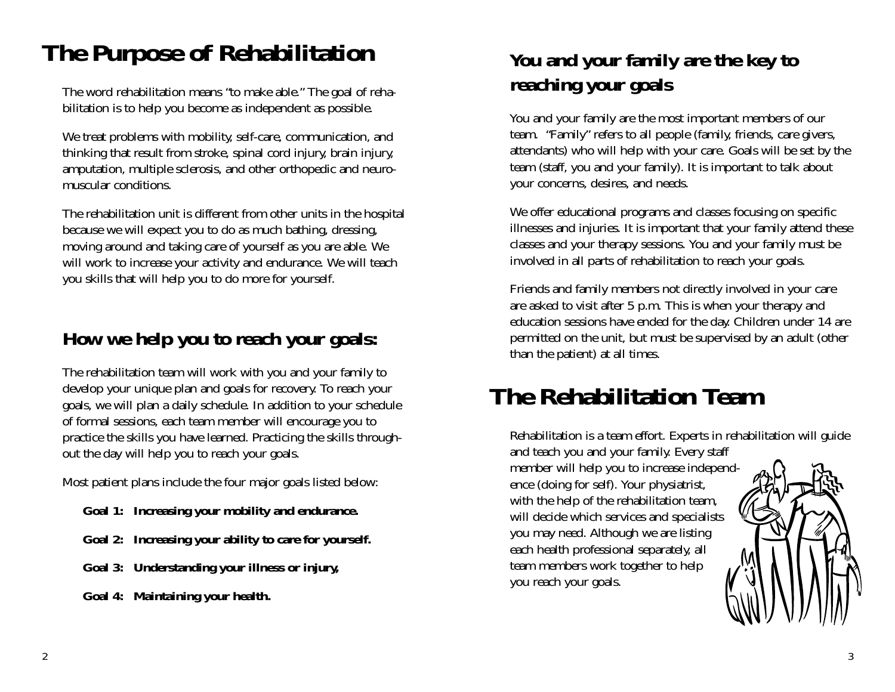# The Purpose of Rehabilitation

The word rehabilitation means "to make able." The goal of rehabilitation is to help you become as independent as possible.

We treat problems with mobility, self-care, communication, and thinking that result from stroke, spinal cord injury, brain injury, amputation, multiple sclerosis, and other orthopedic and neuromuscular conditions.

The rehabilitation unit is different from other units in the hospital because we will expect you to do as much bathing, dressing, moving around and taking care of yourself as you are able. We will work to increase your activity and endurance. We will teach you skills that will help you to do more for yourself.

## How we help you to reach your goals:

The rehabilitation team will work with you and your family to develop your unique plan and goals for recovery. To reach your goals, we will plan a daily schedule. In addition to your schedule of formal sessions, each team member will encourage you to practice the skills you have learned. Practicing the skills throughout the day will help you to reach your goals.

Most patient plans include the four major goals listed below:

**Goal 1: Increasing your mobility and endurance.**

**Goal 2: Increasing your ability to care for yourself.**

**Goal 3: Understanding your illness or injury,**

**Goal 4: Maintaining your health.**

## You and your family are the key to reaching your goals

You and your family are the most important members of our team. "Family" refers to all people (family, friends, care givers, attendants) who will help with your care. Goals will be set by the team (staff, you and your family). It is important to talk about your concerns, desires, and needs.

We offer educational programs and classes focusing on specific illnesses and injuries. It is important that your family attend these classes and your therapy sessions. You and your family must be involved in all parts of rehabilitation to reach your goals.

Friends and family members not directly involved in your care are asked to visit after 5 p.m. This is when your therapy and education sessions have ended for the day. Children under 14 are permitted on the unit, but must be supervised by an adult (other than the patient) at all times.

# The Rehabilitation Team

Rehabilitation is a team effort. Experts in rehabilitation will guide and teach you and your family. Every staff member will help you to increase independence (doing for self). Your physiatrist, with the help of the rehabilitation team, will decide which services and specialists you may need. Although we are listing each health professional separately, all team members work together to help you reach your goals.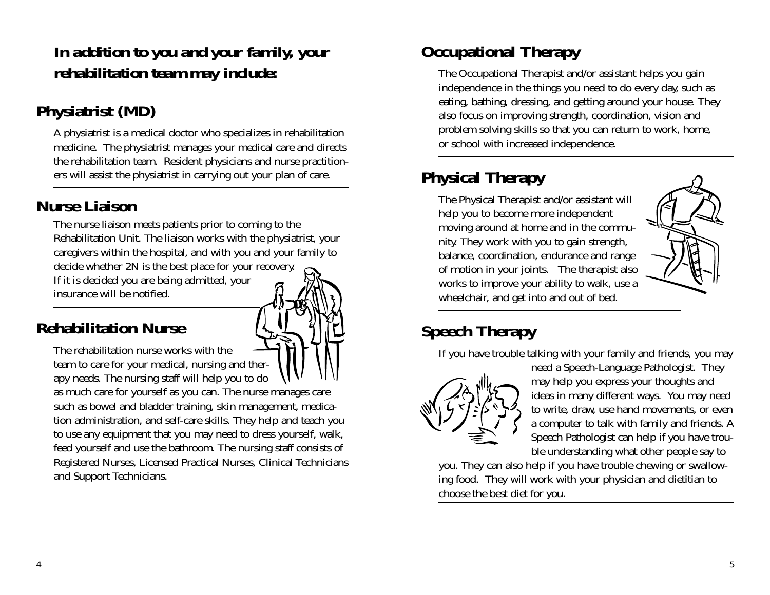**In addition to you and your family, your rehabilitation team may include:**

## Physiatrist (MD)

A physiatrist is a medical doctor who specializes in rehabilitation medicine. The physiatrist manages your medical care and directs the rehabilitation team. Resident physicians and nurse practitioners will assist the physiatrist in carrying out your plan of care.

## Nurse Liaison

The nurse liaison meets patients prior to coming to the Rehabilitation Unit. The liaison works with the physiatrist, your caregivers within the hospital, and with you and your family to decide whether 2N is the best place for your recovery. If it is decided you are being admitted, your insurance will be notified.

## Rehabilitation Nurse

The rehabilitation nurse works with the team to care for your medical, nursing and therapy needs. The nursing staff will help you to do as much care for yourself as you can. The nurse manages care such as bowel and bladder training, skin management, medication administration, and self-care skills. They help and teach you to use any equipment that you may need to dress yourself, walk, feed yourself and use the bathroom. The nursing staff consists of Registered Nurses, Licensed Practical Nurses, Clinical Technicians and Support Technicians.

## Occupational Therapy

The Occupational Therapist and/or assistant helps you gain independence in the things you need to do every day, such as eating, bathing, dressing, and getting around your house. They also focus on improving strength, coordination, vision and problem solving skills so that you can return to work, home, or school with increased independence.

## Physical Therapy

The Physical Therapist and/or assistant will help you to become more independent moving around at home and in the community. They work with you to gain strength, balance, coordination, endurance and range of motion in your joints. The therapist also works to improve your ability to walk, use a wheelchair, and get into and out of bed.

## Speech Therapy

If you have trouble talking with your family and friends, you may need a Speech-Language Pathologist. They may help you express your thoughts and ideas in many different ways. You may need to write, draw, use hand movements, or even a computer to talk with family and friends. A Speech Pathologist can help if you have trouble understanding what other people say to you. They can also help if you have trouble chewing or swallowing food. They will work with your physician and dietitian to choose the best diet for you.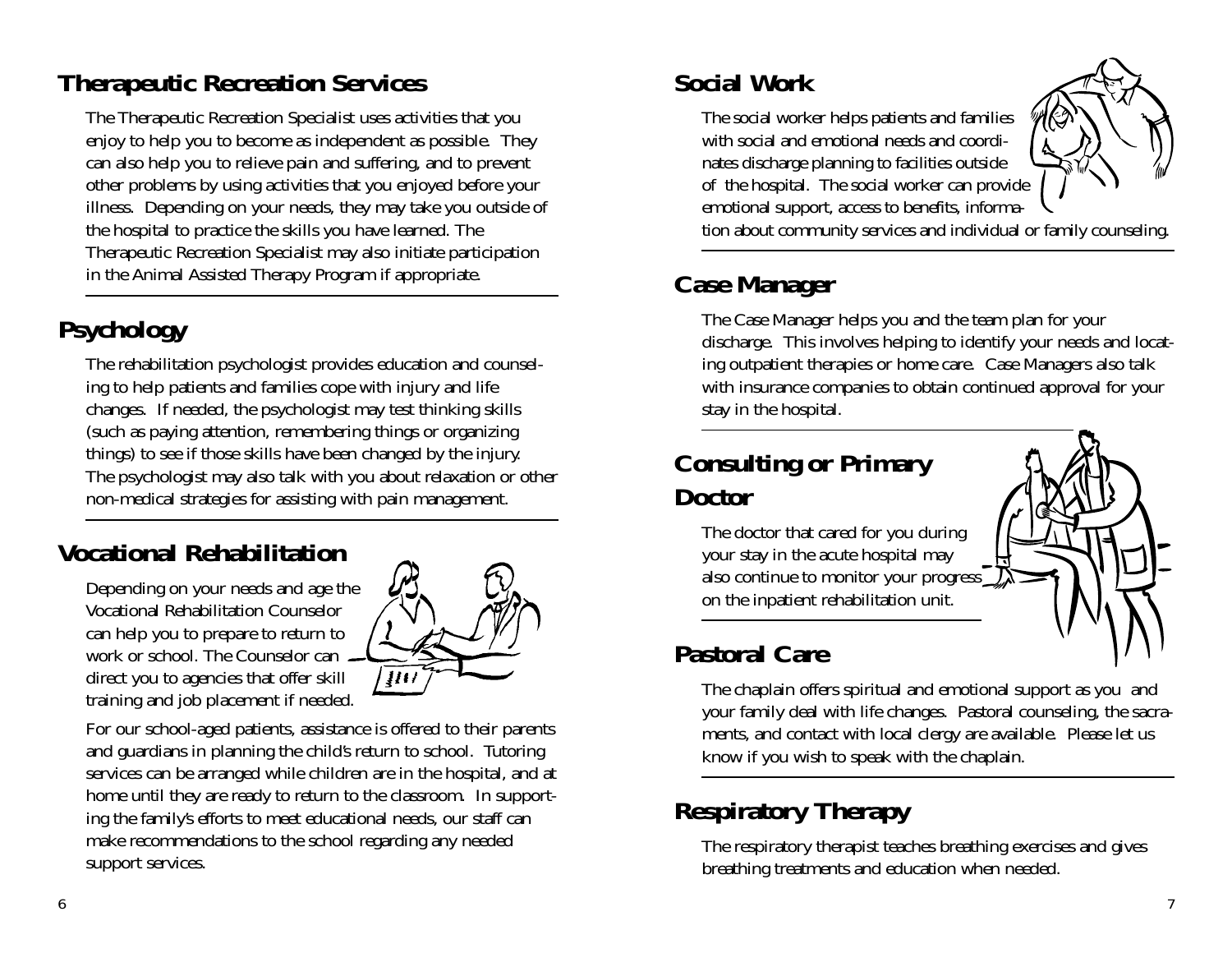## Therapeutic Recreation Services

The Therapeutic Recreation Specialist uses activities that you enjoy to help you to become as independent as possible. They can also help you to relieve pain and suffering, and to prevent other problems by using activities that you enjoyed before your illness. Depending on your needs, they may take you outside of the hospital to practice the skills you have learned. The Therapeutic Recreation Specialist may also initiate participation in the Animal Assisted Therapy Program if appropriate.

## Psychology

The rehabilitation psychologist provides education and counseling to help patients and families cope with injury and life changes. If needed, the psychologist may test thinking skills (such as paying attention, remembering things or organizing things) to see if those skills have been changed by the injury. The psychologist may also talk with you about relaxation or other non-medical strategies for assisting with pain management.

## Vocational Rehabilitation

Depending on your needs and age the Vocational Rehabilitation Counselor can help you to prepare to return to work or school. The Counselor can direct you to agencies that offer skill training and job placement if needed.

For our school-aged patients, assistance is offered to their parents and guardians in planning the child's return to school. Tutoring services can be arranged while children are in the hospital, and at home until they are ready to return to the classroom. In supporting the family's efforts to meet educational needs, our staff can make recommendations to the school regarding any needed support services.

## Social Work

The social worker helps patients and families with social and emotional needs and coordinates discharge planning to facilities outside of the hospital. The social worker can provide emotional support, access to benefits, information about community services and individual or family counseling.

## Case Manager

The Case Manager helps you and the team plan for your discharge. This involves helping to identify your needs and locating outpatient therapies or home care. Case Managers also talk with insurance companies to obtain continued approval for your stay in the hospital.

## Consulting or Primary Doctor

The doctor that cared for you during your stay in the acute hospital may also continue to monitor your progress on the inpatient rehabilitation unit.

## Pastoral Care

The chaplain offers spiritual and emotional support as you and your family deal with life changes. Pastoral counseling, the sacraments, and contact with local clergy are available. Please let us know if you wish to speak with the chaplain.

## Respiratory Therapy

The respiratory therapist teaches breathing exercises and gives breathing treatments and education when needed.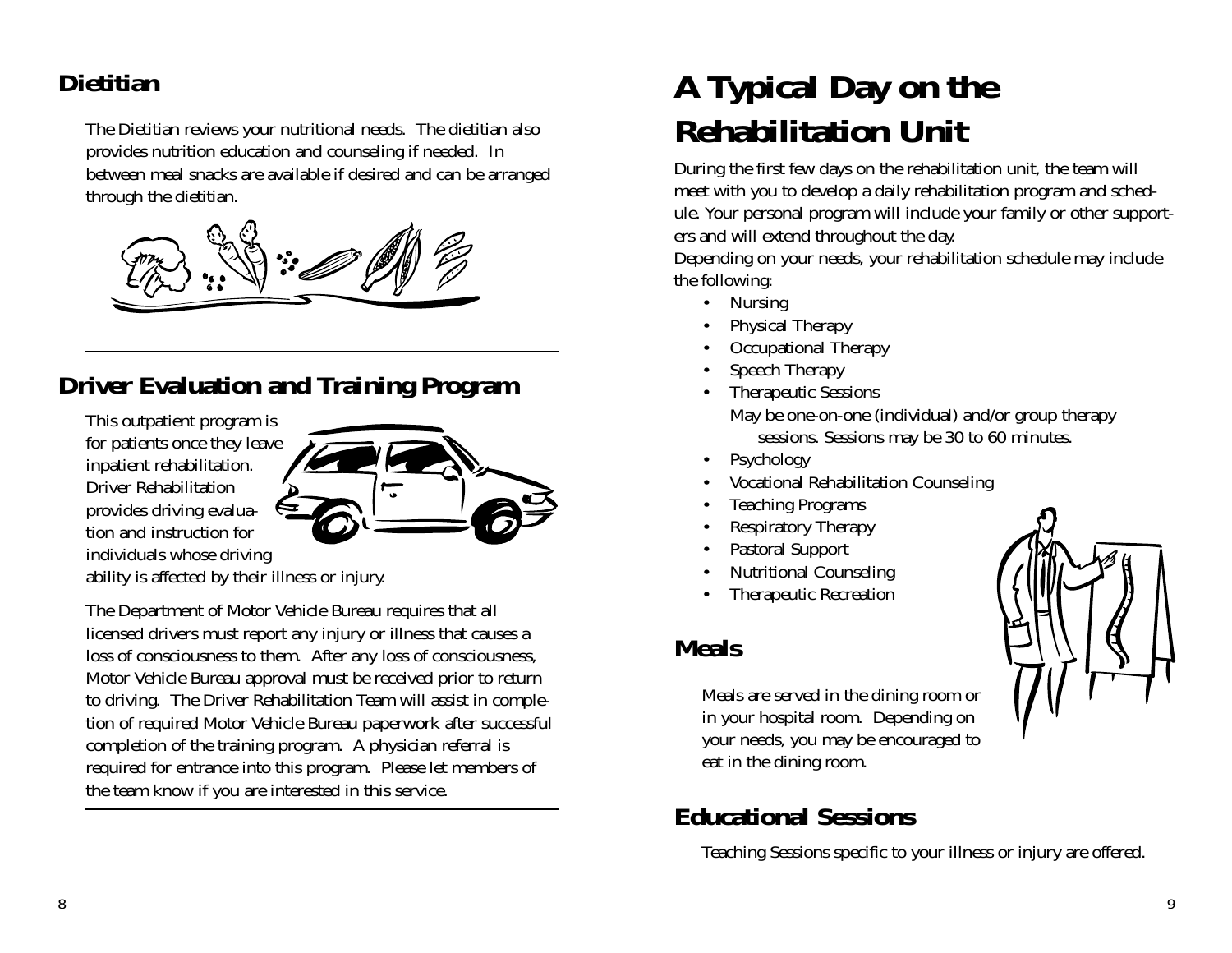## Dietitian

The Dietitian reviews your nutritional needs. The dietitian also provides nutrition education and counseling if needed. In between meal snacks are available if desired and can be arranged through the dietitian.

## Driver Evaluation and Training Program

This outpatient program is for patients once they leave inpatient rehabilitation. Driver Rehabilitation provides driving evaluation and instruction for individuals whose driving ability is affected by their illness or injury.

The Department of Motor Vehicle Bureau requires that all licensed drivers must report any injury or illness that causes a loss of consciousness to them. After any loss of consciousness, Motor Vehicle Bureau approval must be received prior to return to driving. The Driver Rehabilitation Team will assist in completion of required Motor Vehicle Bureau paperwork after successful completion of the training program. A physician referral is required for entrance into this program. Please let members of the team know if you are interested in this service.

# A Typical Day on the Rehabilitation Unit

During the first few days on the rehabilitation unit, the team will meet with you to develop a daily rehabilitation program and schedule. Your personal program will include your family or other supporters and will extend throughout the day.

Depending on your needs, your rehabilitation schedule may include the following:

- Nursing
- Physical Therapy
- Occupational Therapy
- Speech Therapy
- Therapeutic Sessions
  May be one-on-one (individual) and/or group therapy sessions. Sessions may be 30 to 60 minutes.
- Psychology
- Vocational Rehabilitation Counseling
- Teaching Programs
- Respiratory Therapy
- Pastoral Support
- Nutritional Counseling
- Therapeutic Recreation

## Meals

Meals are served in the dining room or in your hospital room. Depending on your needs, you may be encouraged to eat in the dining room.

## Educational Sessions

Teaching Sessions specific to your illness or injury are offered.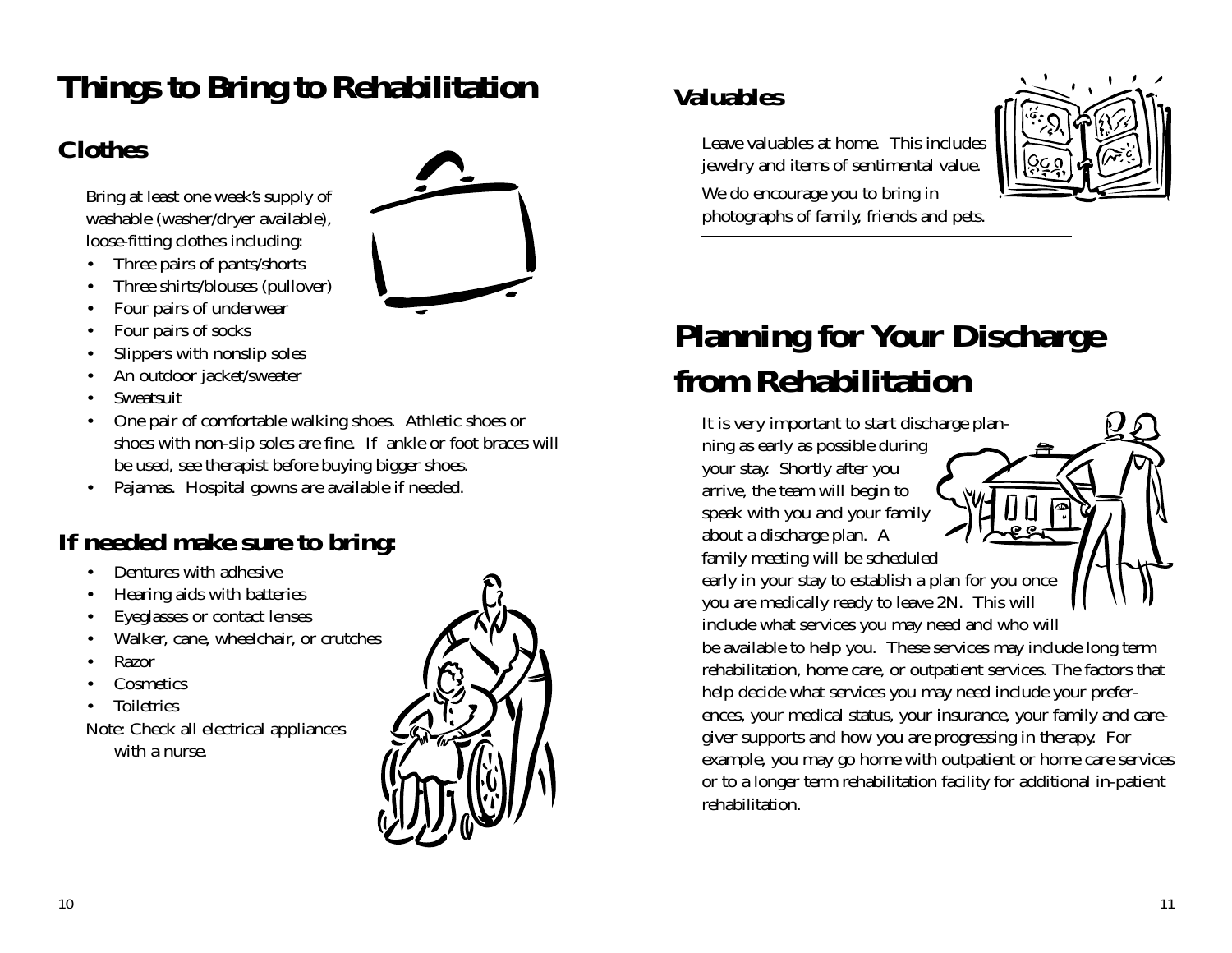# Things to Bring to Rehabilitation

## Clothes

Bring at least one week's supply of washable (washer/dryer available), loose-fitting clothes including:

- Three pairs of pants/shorts
- Three shirts/blouses (pullover)
- Four pairs of underwear
- Four pairs of socks
- Slippers with nonslip soles
- An outdoor jacket/sweater
- Sweatsuit
- One pair of comfortable walking shoes. Athletic shoes or shoes with non-slip soles are fine. If ankle or foot braces will be used, see therapist before buying bigger shoes.
- Pajamas. Hospital gowns are available if needed.

## If needed make sure to bring:

- Dentures with adhesive
- Hearing aids with batteries
- Eyeglasses or contact lenses
- Walker, cane, wheelchair, or crutches
- Razor
- Cosmetics
- Toiletries

Note: Check all electrical appliances with a nurse.

## Valuables

Leave valuables at home. This includes jewelry and items of sentimental value.

We do encourage you to bring in photographs of family, friends and pets.

# Planning for Your Discharge from Rehabilitation

It is very important to start discharge planning as early as possible during your stay. Shortly after you arrive, the team will begin to speak with you and your family about a discharge plan. A family meeting will be scheduled early in your stay to establish a plan for you once you are medically ready to leave 2N. This will include what services you may need and who will be available to help you. These services may include long term rehabilitation, home care, or outpatient services. The factors that help decide what services you may need include your preferences, your medical status, your insurance, your family and caregiver supports and how you are progressing in therapy. For example, you may go home with outpatient or home care services or to a longer term rehabilitation facility for additional in-patient rehabilitation.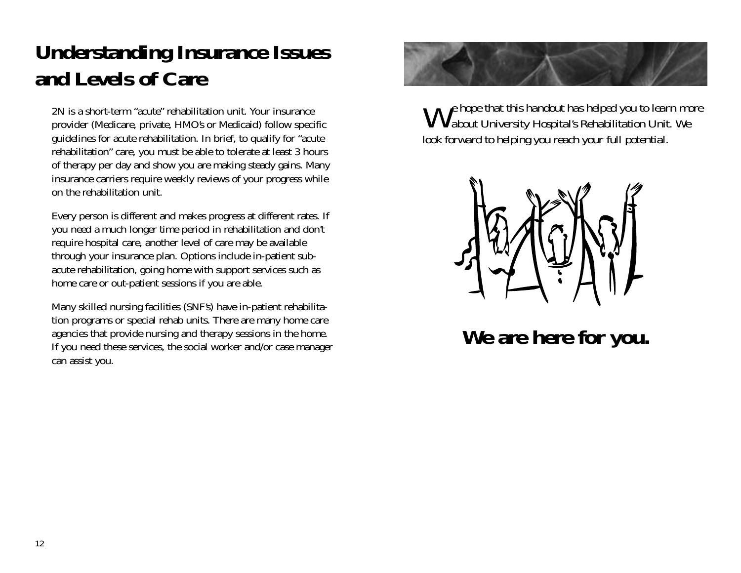# Understanding Insurance Issues and Levels of Care

2N is a short-term "acute" rehabilitation unit. Your insurance provider (Medicare, private, HMO's or Medicaid) follow specific guidelines for acute rehabilitation. In brief, to qualify for "acute rehabilitation" care, you must be able to tolerate at least 3 hours of therapy per day and show you are making steady gains. Many insurance carriers require weekly reviews of your progress while on the rehabilitation unit.

Every person is different and makes progress at different rates. If you need a much longer time period in rehabilitation and don't require hospital care, another level of care may be available through your insurance plan. Options include in-patient sub-acute rehabilitation, going home with support services such as home care or out-patient sessions if you are able.

Many skilled nursing facilities (SNF's) have in-patient rehabilitation programs or special rehab units. There are many home care agencies that provide nursing and therapy sessions in the home. If you need these services, the social worker and/or case manager can assist you.

We hope that this handout has helped you to learn more about University Hospital's Rehabilitation Unit. We look forward to helping you reach your full potential.

**We are here for you.**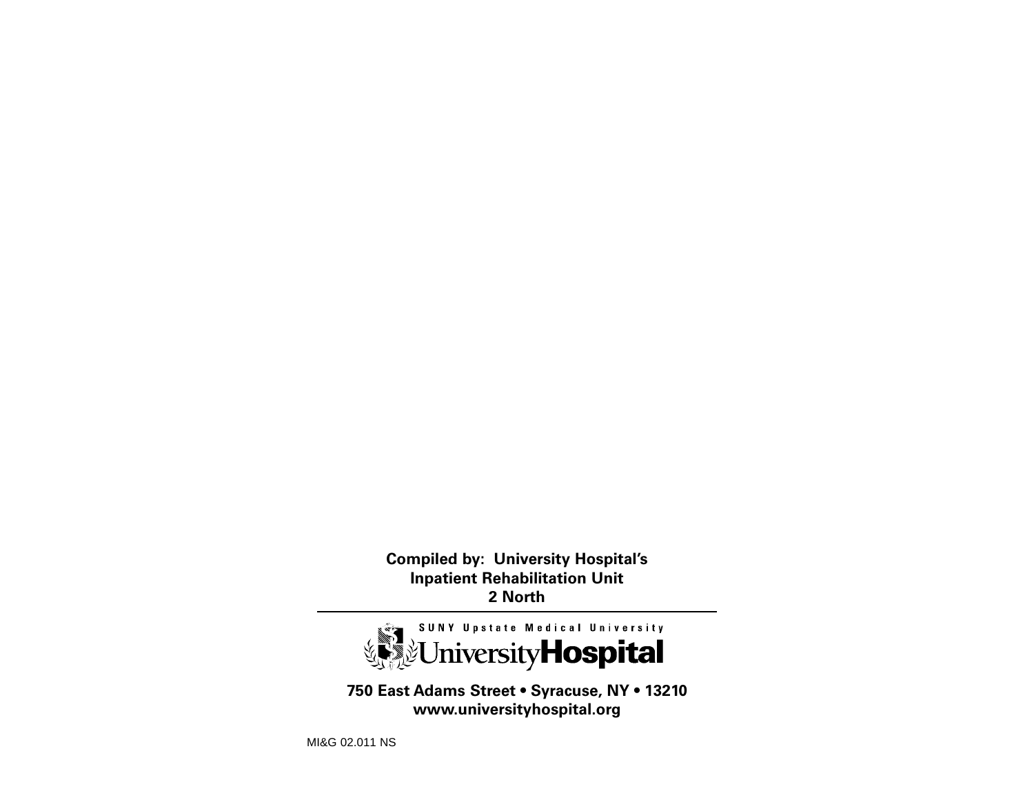**Compiled by: University Hospital's**
**Inpatient Rehabilitation Unit**
**2 North**

---

SUNY Upstate Medical University

University**Hospital**

**750 East Adams Street • Syracuse, NY • 13210**
**www.universityhospital.org**

MI&G 02.011 NS